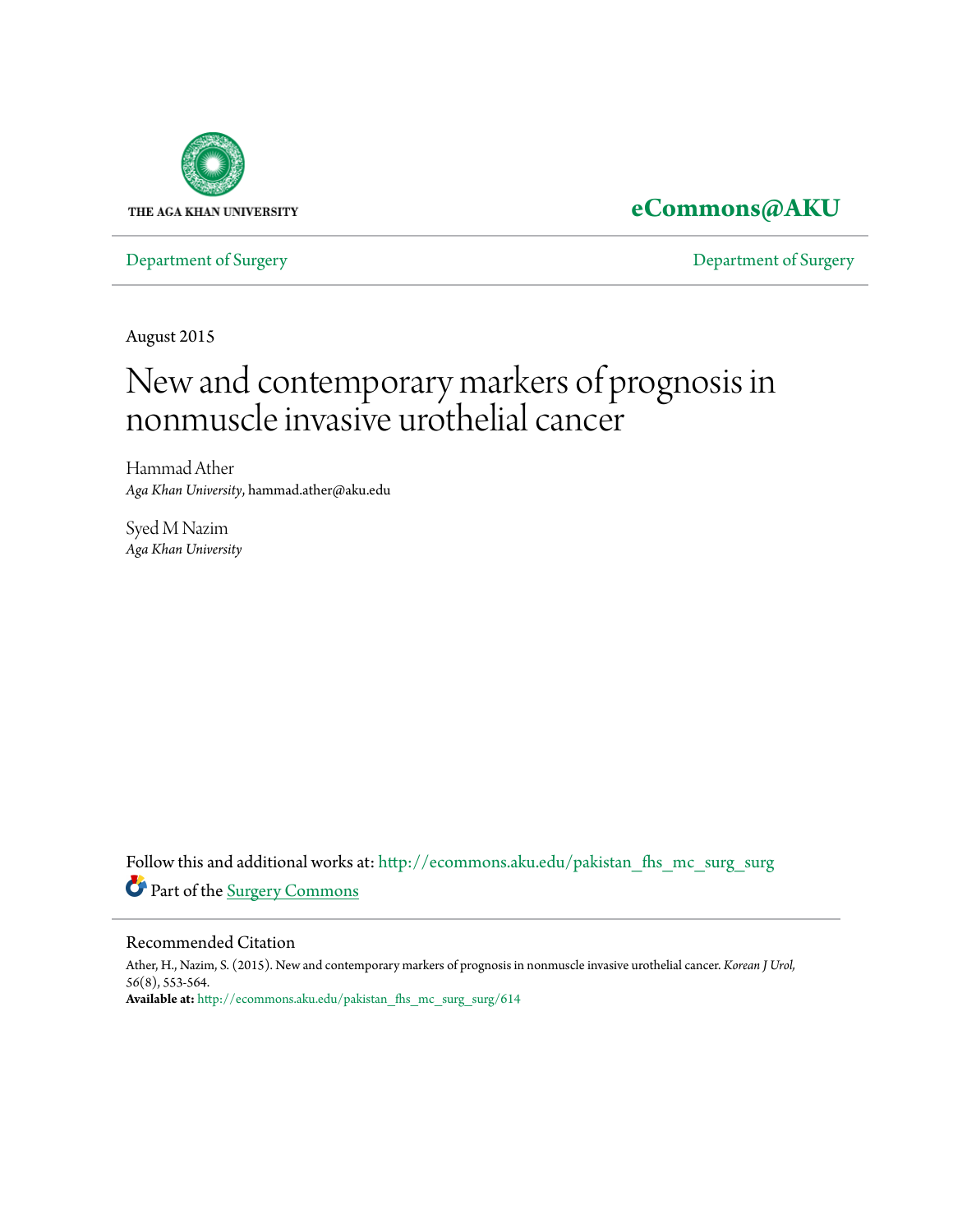THE AGA KHAN UNIVERSITY

**eCommons@AKU**

Department of Surgery | Department of Surgery

August 2015

# New and contemporary markers of prognosis in nonmuscle invasive urothelial cancer

Hammad Ather
*Aga Khan University*, hammad.ather@aku.edu

Syed M Nazim
*Aga Khan University*

Follow this and additional works at: http://ecommons.aku.edu/pakistan_fhs_mc_surg_surg

Part of the Surgery Commons

## Recommended Citation

Ather, H., Nazim, S. (2015). New and contemporary markers of prognosis in nonmuscle invasive urothelial cancer. *Korean J Urol*, 56(8), 553-564.

**Available at:** http://ecommons.aku.edu/pakistan_fhs_mc_surg_surg/614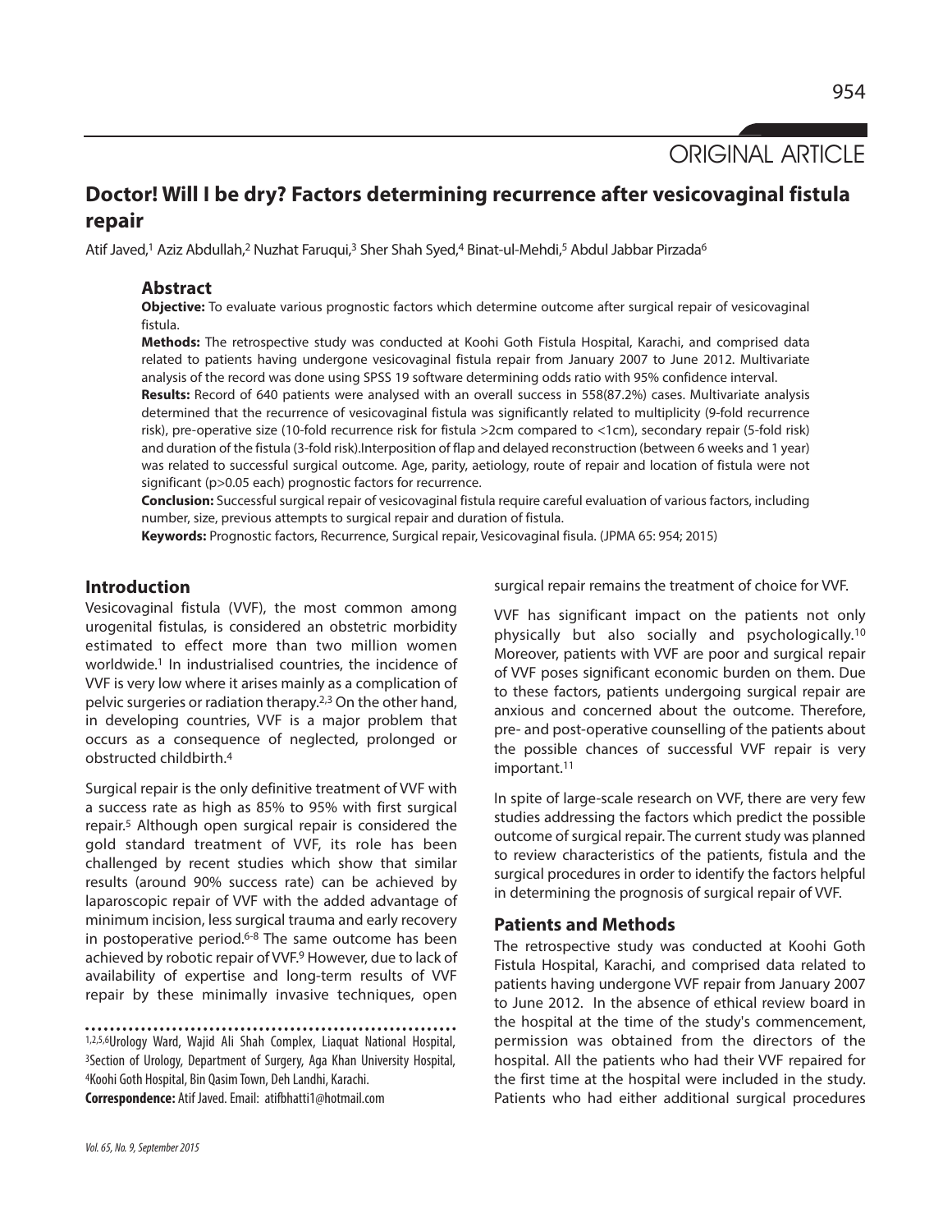ORIGINAL ARTICLE

# Doctor! Will I be dry? Factors determining recurrence after vesicovaginal fistula repair

Atif Javed,[1] Aziz Abdullah,[2] Nuzhat Faruqui,[3] Sher Shah Syed,[4] Binat-ul-Mehdi,[5] Abdul Jabbar Pirzada[6]

## Abstract

**Objective:** To evaluate various prognostic factors which determine outcome after surgical repair of vesicovaginal fistula.

**Methods:** The retrospective study was conducted at Koohi Goth Fistula Hospital, Karachi, and comprised data related to patients having undergone vesicovaginal fistula repair from January 2007 to June 2012. Multivariate analysis of the record was done using SPSS 19 software determining odds ratio with 95% confidence interval.

**Results:** Record of 640 patients were analysed with an overall success in 558(87.2%) cases. Multivariate analysis determined that the recurrence of vesicovaginal fistula was significantly related to multiplicity (9-fold recurrence risk), pre-operative size (10-fold recurrence risk for fistula >2cm compared to <1cm), secondary repair (5-fold risk) and duration of the fistula (3-fold risk).Interposition of flap and delayed reconstruction (between 6 weeks and 1 year) was related to successful surgical outcome. Age, parity, aetiology, route of repair and location of fistula were not significant (p>0.05 each) prognostic factors for recurrence.

**Conclusion:** Successful surgical repair of vesicovaginal fistula require careful evaluation of various factors, including number, size, previous attempts to surgical repair and duration of fistula.

**Keywords:** Prognostic factors, Recurrence, Surgical repair, Vesicovaginal fisula. (JPMA 65: 954; 2015)

## Introduction

Vesicovaginal fistula (VVF), the most common among urogenital fistulas, is considered an obstetric morbidity estimated to effect more than two million women worldwide.[1] In industrialised countries, the incidence of VVF is very low where it arises mainly as a complication of pelvic surgeries or radiation therapy.[2,3] On the other hand, in developing countries, VVF is a major problem that occurs as a consequence of neglected, prolonged or obstructed childbirth.[4]

Surgical repair is the only definitive treatment of VVF with a success rate as high as 85% to 95% with first surgical repair.[5] Although open surgical repair is considered the gold standard treatment of VVF, its role has been challenged by recent studies which show that similar results (around 90% success rate) can be achieved by laparoscopic repair of VVF with the added advantage of minimum incision, less surgical trauma and early recovery in postoperative period.[6-8] The same outcome has been achieved by robotic repair of VVF.[9] However, due to lack of availability of expertise and long-term results of VVF repair by these minimally invasive techniques, open surgical repair remains the treatment of choice for VVF.

VVF has significant impact on the patients not only physically but also socially and psychologically.[10] Moreover, patients with VVF are poor and surgical repair of VVF poses significant economic burden on them. Due to these factors, patients undergoing surgical repair are anxious and concerned about the outcome. Therefore, pre- and post-operative counselling of the patients about the possible chances of successful VVF repair is very important.[11]

In spite of large-scale research on VVF, there are very few studies addressing the factors which predict the possible outcome of surgical repair. The current study was planned to review characteristics of the patients, fistula and the surgical procedures in order to identify the factors helpful in determining the prognosis of surgical repair of VVF.

## Patients and Methods

The retrospective study was conducted at Koohi Goth Fistula Hospital, Karachi, and comprised data related to patients having undergone VVF repair from January 2007 to June 2012. In the absence of ethical review board in the hospital at the time of the study's commencement, permission was obtained from the directors of the hospital. All the patients who had their VVF repaired for the first time at the hospital were included in the study. Patients who had either additional surgical procedures

[1,2,5,6]Urology Ward, Wajid Ali Shah Complex, Liaquat National Hospital, [3]Section of Urology, Department of Surgery, Aga Khan University Hospital, [4]Koohi Goth Hospital, Bin Qasim Town, Deh Landhi, Karachi.

**Correspondence:** Atif Javed. Email: atifbhatti1@hotmail.com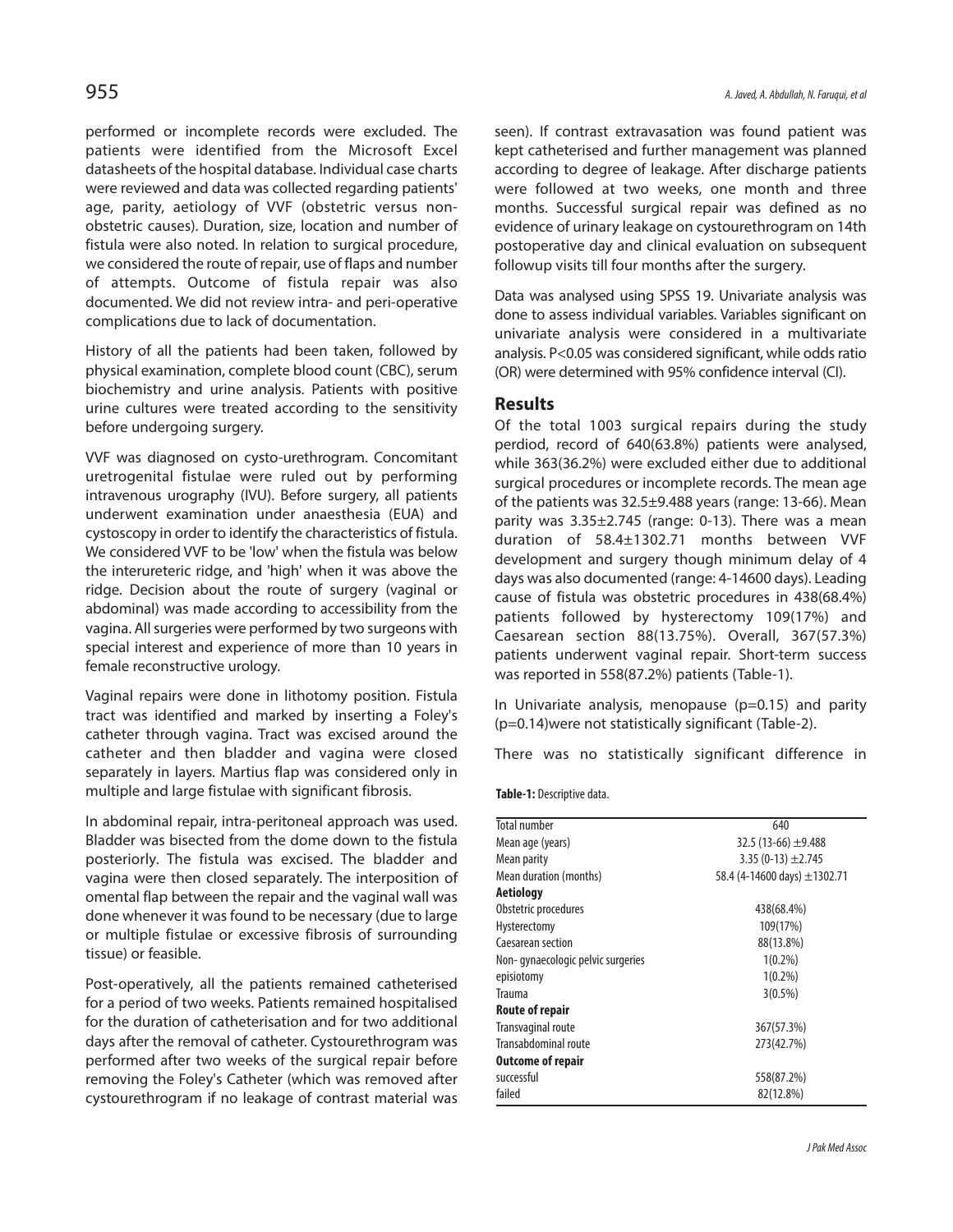performed or incomplete records were excluded. The patients were identified from the Microsoft Excel datasheets of the hospital database. Individual case charts were reviewed and data was collected regarding patients' age, parity, aetiology of VVF (obstetric versus non-obstetric causes). Duration, size, location and number of fistula were also noted. In relation to surgical procedure, we considered the route of repair, use of flaps and number of attempts. Outcome of fistula repair was also documented. We did not review intra- and peri-operative complications due to lack of documentation.

History of all the patients had been taken, followed by physical examination, complete blood count (CBC), serum biochemistry and urine analysis. Patients with positive urine cultures were treated according to the sensitivity before undergoing surgery.

VVF was diagnosed on cysto-urethrogram. Concomitant uretrogenital fistulae were ruled out by performing intravenous urography (IVU). Before surgery, all patients underwent examination under anaesthesia (EUA) and cystoscopy in order to identify the characteristics of fistula. We considered VVF to be 'low' when the fistula was below the interureteric ridge, and 'high' when it was above the ridge. Decision about the route of surgery (vaginal or abdominal) was made according to accessibility from the vagina. All surgeries were performed by two surgeons with special interest and experience of more than 10 years in female reconstructive urology.

Vaginal repairs were done in lithotomy position. Fistula tract was identified and marked by inserting a Foley's catheter through vagina. Tract was excised around the catheter and then bladder and vagina were closed separately in layers. Martius flap was considered only in multiple and large fistulae with significant fibrosis.

In abdominal repair, intra-peritoneal approach was used. Bladder was bisected from the dome down to the fistula posteriorly. The fistula was excised. The bladder and vagina were then closed separately. The interposition of omental flap between the repair and the vaginal wall was done whenever it was found to be necessary (due to large or multiple fistulae or excessive fibrosis of surrounding tissue) or feasible.

Post-operatively, all the patients remained catheterised for a period of two weeks. Patients remained hospitalised for the duration of catheterisation and for two additional days after the removal of catheter. Cystourethrogram was performed after two weeks of the surgical repair before removing the Foley's Catheter (which was removed after cystourethrogram if no leakage of contrast material was seen). If contrast extravasation was found patient was kept catheterised and further management was planned according to degree of leakage. After discharge patients were followed at two weeks, one month and three months. Successful surgical repair was defined as no evidence of urinary leakage on cystourethrogram on 14th postoperative day and clinical evaluation on subsequent followup visits till four months after the surgery.

Data was analysed using SPSS 19. Univariate analysis was done to assess individual variables. Variables significant on univariate analysis were considered in a multivariate analysis. $P<0.05$ was considered significant, while odds ratio (OR) were determined with 95% confidence interval (CI).

## Results

Of the total 1003 surgical repairs during the study perdiod, record of 640(63.8%) patients were analysed, while 363(36.2%) were excluded either due to additional surgical procedures or incomplete records. The mean age of the patients was 32.5±9.488 years (range: 13-66). Mean parity was 3.35±2.745 (range: 0-13). There was a mean duration of 58.4±1302.71 months between VVF development and surgery though minimum delay of 4 days was also documented (range: 4-14600 days). Leading cause of fistula was obstetric procedures in 438(68.4%) patients followed by hysterectomy 109(17%) and Caesarean section 88(13.75%). Overall, 367(57.3%) patients underwent vaginal repair. Short-term success was reported in 558(87.2%) patients (Table-1).

In Univariate analysis, menopause ($p=0.15$) and parity ($p=0.14$)were not statistically significant (Table-2).

There was no statistically significant difference in

**Table-1:** Descriptive data.

| | |
|---|---|
| Total number | 640 |
| Mean age (years) | 32.5 (13-66) ±9.488 |
| Mean parity | 3.35 (0-13) ±2.745 |
| Mean duration (months) | 58.4 (4-14600 days) ±1302.71 |
| **Aetiology** | |
| Obstetric procedures | 438(68.4%) |
| Hysterectomy | 109(17%) |
| Caesarean section | 88(13.8%) |
| Non- gynaecologic pelvic surgeries | 1(0.2%) |
| episiotomy | 1(0.2%) |
| Trauma | 3(0.5%) |
| **Route of repair** | |
| Transvaginal route | 367(57.3%) |
| Transabdominal route | 273(42.7%) |
| **Outcome of repair** | |
| successful | 558(87.2%) |
| failed | 82(12.8%) |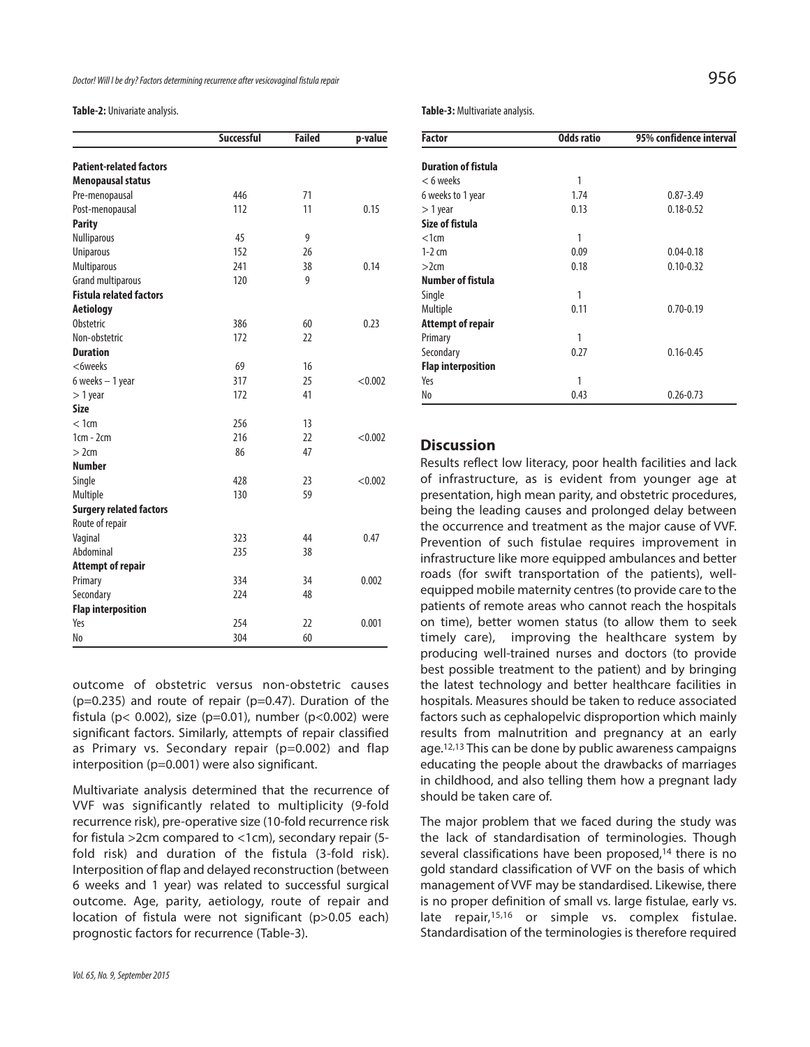**Table-2:** Univariate analysis.

| | Successful | Failed | p-value |
|---|---|---|---|
| **Patient-related factors** | | | |
| **Menopausal status** | | | |
| Pre-menopausal | 446 | 71 | |
| Post-menopausal | 112 | 11 | 0.15 |
| **Parity** | | | |
| Nulliparous | 45 | 9 | |
| Uniparous | 152 | 26 | |
| Multiparous | 241 | 38 | 0.14 |
| Grand multiparous | 120 | 9 | |
| **Fistula related factors** | | | |
| **Aetiology** | | | |
| Obstetric | 386 | 60 | 0.23 |
| Non-obstetric | 172 | 22 | |
| **Duration** | | | |
| <6weeks | 69 | 16 | |
| 6 weeks – 1 year | 317 | 25 | <0.002 |
| > 1 year | 172 | 41 | |
| **Size** | | | |
| < 1cm | 256 | 13 | |
| 1cm - 2cm | 216 | 22 | <0.002 |
| > 2cm | 86 | 47 | |
| **Number** | | | |
| Single | 428 | 23 | <0.002 |
| Multiple | 130 | 59 | |
| **Surgery related factors** | | | |
| Route of repair | | | |
| Vaginal | 323 | 44 | 0.47 |
| Abdominal | 235 | 38 | |
| **Attempt of repair** | | | |
| Primary | 334 | 34 | 0.002 |
| Secondary | 224 | 48 | |
| **Flap interposition** | | | |
| Yes | 254 | 22 | 0.001 |
| No | 304 | 60 | |

outcome of obstetric versus non-obstetric causes (p=0.235) and route of repair (p=0.47). Duration of the fistula (p< 0.002), size (p=0.01), number (p<0.002) were significant factors. Similarly, attempts of repair classified as Primary vs. Secondary repair (p=0.002) and flap interposition (p=0.001) were also significant.

Multivariate analysis determined that the recurrence of VVF was significantly related to multiplicity (9-fold recurrence risk), pre-operative size (10-fold recurrence risk for fistula >2cm compared to <1cm), secondary repair (5-fold risk) and duration of the fistula (3-fold risk). Interposition of flap and delayed reconstruction (between 6 weeks and 1 year) was related to successful surgical outcome. Age, parity, aetiology, route of repair and location of fistula were not significant (p>0.05 each) prognostic factors for recurrence (Table-3).

**Table-3:** Multivariate analysis.

| Factor | Odds ratio | 95% confidence interval |
|---|---|---|
| **Duration of fistula** | | |
| < 6 weeks | 1 | |
| 6 weeks to 1 year | 1.74 | 0.87-3.49 |
| > 1 year | 0.13 | 0.18-0.52 |
| **Size of fistula** | | |
| <1cm | 1 | |
| 1-2 cm | 0.09 | 0.04-0.18 |
| >2cm | 0.18 | 0.10-0.32 |
| **Number of fistula** | | |
| Single | 1 | |
| Multiple | 0.11 | 0.70-0.19 |
| **Attempt of repair** | | |
| Primary | 1 | |
| Secondary | 0.27 | 0.16-0.45 |
| **Flap interposition** | | |
| Yes | 1 | |
| No | 0.43 | 0.26-0.73 |

## Discussion

Results reflect low literacy, poor health facilities and lack of infrastructure, as is evident from younger age at presentation, high mean parity, and obstetric procedures, being the leading causes and prolonged delay between the occurrence and treatment as the major cause of VVF. Prevention of such fistulae requires improvement in infrastructure like more equipped ambulances and better roads (for swift transportation of the patients), well-equipped mobile maternity centres (to provide care to the patients of remote areas who cannot reach the hospitals on time), better women status (to allow them to seek timely care), improving the healthcare system by producing well-trained nurses and doctors (to provide best possible treatment to the patient) and by bringing the latest technology and better healthcare facilities in hospitals. Measures should be taken to reduce associated factors such as cephalopelvic disproportion which mainly results from malnutrition and pregnancy at an early age.[12,13] This can be done by public awareness campaigns educating the people about the drawbacks of marriages in childhood, and also telling them how a pregnant lady should be taken care of.

The major problem that we faced during the study was the lack of standardisation of terminologies. Though several classifications have been proposed,[14] there is no gold standard classification of VVF on the basis of which management of VVF may be standardised. Likewise, there is no proper definition of small vs. large fistulae, early vs. late repair,[15,16] or simple vs. complex fistulae. Standardisation of the terminologies is therefore required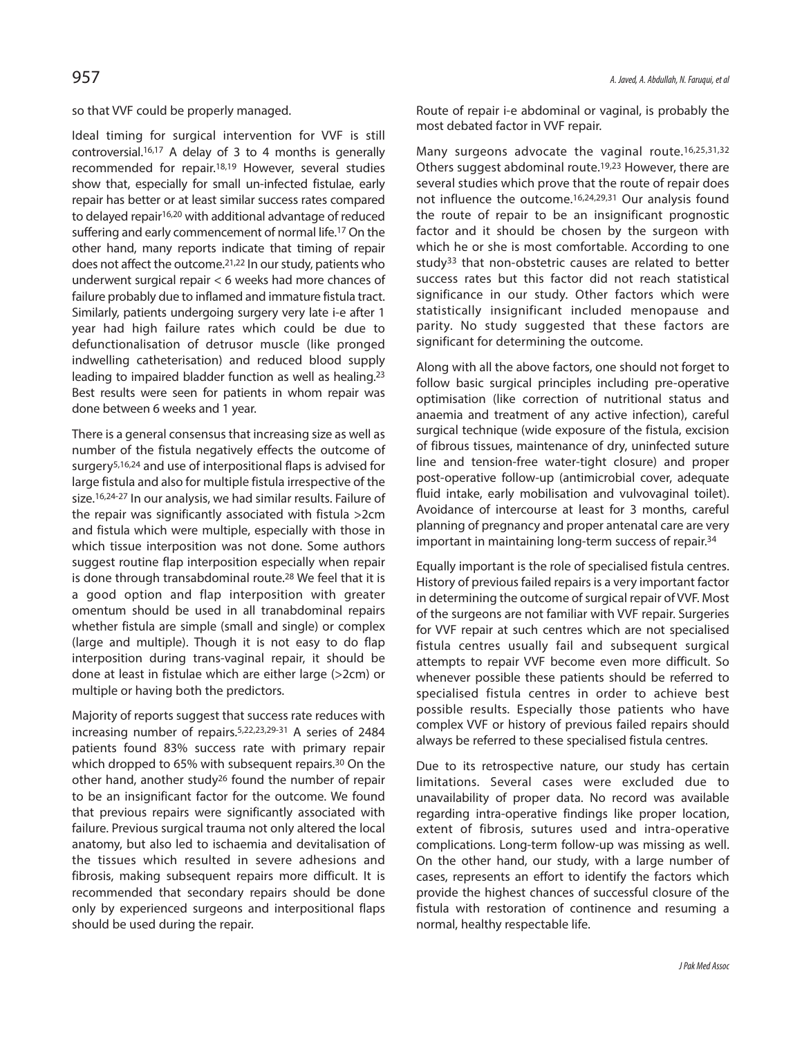so that VVF could be properly managed.

Ideal timing for surgical intervention for VVF is still controversial.[16,17] A delay of 3 to 4 months is generally recommended for repair.[18,19] However, several studies show that, especially for small un-infected fistulae, early repair has better or at least similar success rates compared to delayed repair[16,20] with additional advantage of reduced suffering and early commencement of normal life.[17] On the other hand, many reports indicate that timing of repair does not affect the outcome.[21,22] In our study, patients who underwent surgical repair < 6 weeks had more chances of failure probably due to inflamed and immature fistula tract. Similarly, patients undergoing surgery very late i-e after 1 year had high failure rates which could be due to defunctionalisation of detrusor muscle (like pronged indwelling catheterisation) and reduced blood supply leading to impaired bladder function as well as healing.[23] Best results were seen for patients in whom repair was done between 6 weeks and 1 year.

There is a general consensus that increasing size as well as number of the fistula negatively effects the outcome of surgery[5,16,24] and use of interpositional flaps is advised for large fistula and also for multiple fistula irrespective of the size.[16,24-27] In our analysis, we had similar results. Failure of the repair was significantly associated with fistula >2cm and fistula which were multiple, especially with those in which tissue interposition was not done. Some authors suggest routine flap interposition especially when repair is done through transabdominal route.[28] We feel that it is a good option and flap interposition with greater omentum should be used in all tranabdominal repairs whether fistula are simple (small and single) or complex (large and multiple). Though it is not easy to do flap interposition during trans-vaginal repair, it should be done at least in fistulae which are either large (>2cm) or multiple or having both the predictors.

Majority of reports suggest that success rate reduces with increasing number of repairs.[5,22,23,29-31] A series of 2484 patients found 83% success rate with primary repair which dropped to 65% with subsequent repairs.[30] On the other hand, another study[26] found the number of repair to be an insignificant factor for the outcome. We found that previous repairs were significantly associated with failure. Previous surgical trauma not only altered the local anatomy, but also led to ischaemia and devitalisation of the tissues which resulted in severe adhesions and fibrosis, making subsequent repairs more difficult. It is recommended that secondary repairs should be done only by experienced surgeons and interpositional flaps should be used during the repair.

Route of repair i-e abdominal or vaginal, is probably the most debated factor in VVF repair.

Many surgeons advocate the vaginal route.[16,25,31,32] Others suggest abdominal route.[19,23] However, there are several studies which prove that the route of repair does not influence the outcome.[16,24,29,31] Our analysis found the route of repair to be an insignificant prognostic factor and it should be chosen by the surgeon with which he or she is most comfortable. According to one study[33] that non-obstetric causes are related to better success rates but this factor did not reach statistical significance in our study. Other factors which were statistically insignificant included menopause and parity. No study suggested that these factors are significant for determining the outcome.

Along with all the above factors, one should not forget to follow basic surgical principles including pre-operative optimisation (like correction of nutritional status and anaemia and treatment of any active infection), careful surgical technique (wide exposure of the fistula, excision of fibrous tissues, maintenance of dry, uninfected suture line and tension-free water-tight closure) and proper post-operative follow-up (antimicrobial cover, adequate fluid intake, early mobilisation and vulvovaginal toilet). Avoidance of intercourse at least for 3 months, careful planning of pregnancy and proper antenatal care are very important in maintaining long-term success of repair.[34]

Equally important is the role of specialised fistula centres. History of previous failed repairs is a very important factor in determining the outcome of surgical repair of VVF. Most of the surgeons are not familiar with VVF repair. Surgeries for VVF repair at such centres which are not specialised fistula centres usually fail and subsequent surgical attempts to repair VVF become even more difficult. So whenever possible these patients should be referred to specialised fistula centres in order to achieve best possible results. Especially those patients who have complex VVF or history of previous failed repairs should always be referred to these specialised fistula centres.

Due to its retrospective nature, our study has certain limitations. Several cases were excluded due to unavailability of proper data. No record was available regarding intra-operative findings like proper location, extent of fibrosis, sutures used and intra-operative complications. Long-term follow-up was missing as well. On the other hand, our study, with a large number of cases, represents an effort to identify the factors which provide the highest chances of successful closure of the fistula with restoration of continence and resuming a normal, healthy respectable life.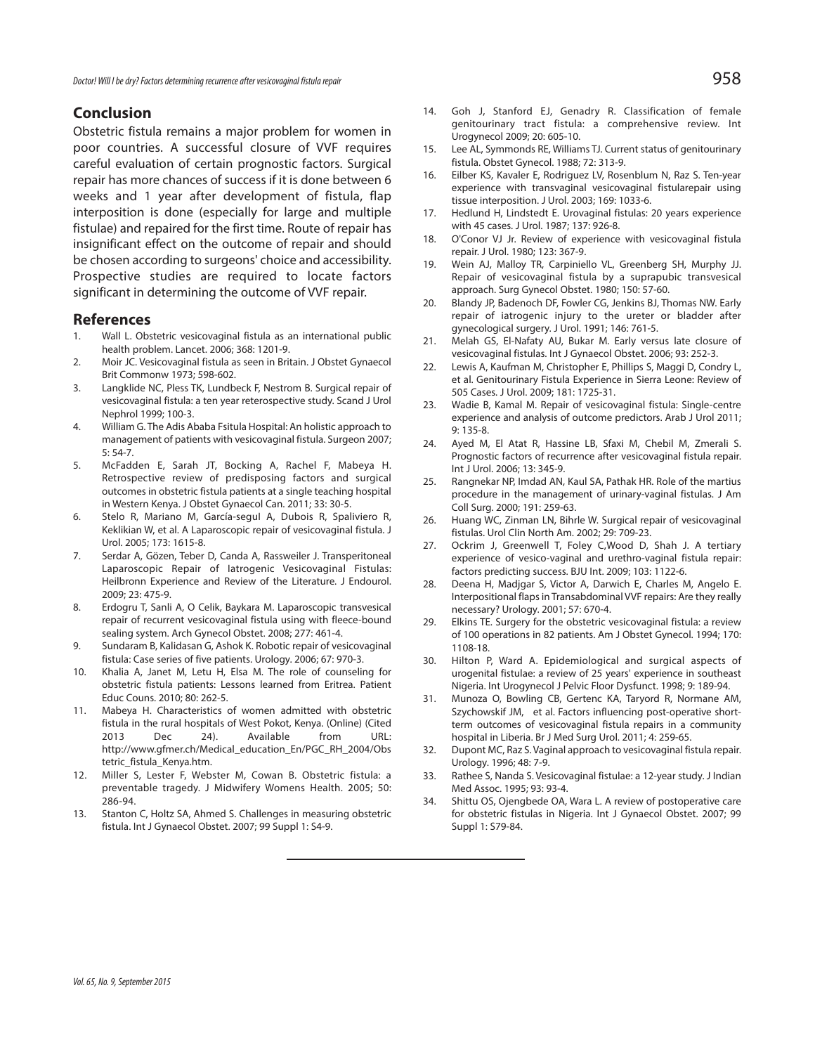## Conclusion

Obstetric fistula remains a major problem for women in poor countries. A successful closure of VVF requires careful evaluation of certain prognostic factors. Surgical repair has more chances of success if it is done between 6 weeks and 1 year after development of fistula, flap interposition is done (especially for large and multiple fistulae) and repaired for the first time. Route of repair has insignificant effect on the outcome of repair and should be chosen according to surgeons' choice and accessibility. Prospective studies are required to locate factors significant in determining the outcome of VVF repair.

## References

1. Wall L. Obstetric vesicovaginal fistula as an international public health problem. Lancet. 2006; 368: 1201-9.
2. Moir JC. Vesicovaginal fistula as seen in Britain. J Obstet Gynaecol Brit Commonw 1973; 598-602.
3. Langklide NC, Pless TK, Lundbeck F, Nestrom B. Surgical repair of vesicovaginal fistula: a ten year reterospective study. Scand J Urol Nephrol 1999; 100-3.
4. William G. The Adis Ababa Fsitula Hospital: An holistic approach to management of patients with vesicovaginal fistula. Surgeon 2007; 5: 54-7.
5. McFadden E, Sarah JT, Bocking A, Rachel F, Mabeya H. Retrospective review of predisposing factors and surgical outcomes in obstetric fistula patients at a single teaching hospital in Western Kenya. J Obstet Gynaecol Can. 2011; 33: 30-5.
6. Stelo R, Mariano M, García-segul A, Dubois R, Spaliviero R, Keklikian W, et al. A Laparoscopic repair of vesicovaginal fistula. J Urol. 2005; 173: 1615-8.
7. Serdar A, Gözen, Teber D, Canda A, Rassweiler J. Transperitoneal Laparoscopic Repair of Iatrogenic Vesicovaginal Fistulas: Heilbronn Experience and Review of the Literature. J Endourol. 2009; 23: 475-9.
8. Erdogru T, Sanli A, O Celik, Baykara M. Laparoscopic transvesical repair of recurrent vesicovaginal fistula using with fleece-bound sealing system. Arch Gynecol Obstet. 2008; 277: 461-4.
9. Sundaram B, Kalidasan G, Ashok K. Robotic repair of vesicovaginal fistula: Case series of five patients. Urology. 2006; 67: 970-3.
10. Khalia A, Janet M, Letu H, Elsa M. The role of counseling for obstetric fistula patients: Lessons learned from Eritrea. Patient Educ Couns. 2010; 80: 262-5.
11. Mabeya H. Characteristics of women admitted with obstetric fistula in the rural hospitals of West Pokot, Kenya. (Online) (Cited 2013 Dec 24). Available from URL: http://www.gfmer.ch/Medical_education_En/PGC_RH_2004/Obstetric_fistula_Kenya.htm.
12. Miller S, Lester F, Webster M, Cowan B. Obstetric fistula: a preventable tragedy. J Midwifery Womens Health. 2005; 50: 286-94.
13. Stanton C, Holtz SA, Ahmed S. Challenges in measuring obstetric fistula. Int J Gynaecol Obstet. 2007; 99 Suppl 1: S4-9.
14. Goh J, Stanford EJ, Genadry R. Classification of female genitourinary tract fistula: a comprehensive review. Int Urogynecol 2009; 20: 605-10.
15. Lee AL, Symmonds RE, Williams TJ. Current status of genitourinary fistula. Obstet Gynecol. 1988; 72: 313-9.
16. Eilber KS, Kavaler E, Rodriguez LV, Rosenblum N, Raz S. Ten-year experience with transvaginal vesicovaginal fistularepair using tissue interposition. J Urol. 2003; 169: 1033-6.
17. Hedlund H, Lindstedt E. Urovaginal fistulas: 20 years experience with 45 cases. J Urol. 1987; 137: 926-8.
18. O'Conor VJ Jr. Review of experience with vesicovaginal fistula repair. J Urol. 1980; 123: 367-9.
19. Wein AJ, Malloy TR, Carpiniello VL, Greenberg SH, Murphy JJ. Repair of vesicovaginal fistula by a suprapubic transvesical approach. Surg Gynecol Obstet. 1980; 150: 57-60.
20. Blandy JP, Badenoch DF, Fowler CG, Jenkins BJ, Thomas NW. Early repair of iatrogenic injury to the ureter or bladder after gynecological surgery. J Urol. 1991; 146: 761-5.
21. Melah GS, El-Nafaty AU, Bukar M. Early versus late closure of vesicovaginal fistulas. Int J Gynaecol Obstet. 2006; 93: 252-3.
22. Lewis A, Kaufman M, Christopher E, Phillips S, Maggi D, Condry L, et al. Genitourinary Fistula Experience in Sierra Leone: Review of 505 Cases. J Urol. 2009; 181: 1725-31.
23. Wadie B, Kamal M. Repair of vesicovaginal fistula: Single-centre experience and analysis of outcome predictors. Arab J Urol 2011; 9: 135-8.
24. Ayed M, El Atat R, Hassine LB, Sfaxi M, Chebil M, Zmerali S. Prognostic factors of recurrence after vesicovaginal fistula repair. Int J Urol. 2006; 13: 345-9.
25. Rangnekar NP, Imdad AN, Kaul SA, Pathak HR. Role of the martius procedure in the management of urinary-vaginal fistulas. J Am Coll Surg. 2000; 191: 259-63.
26. Huang WC, Zinman LN, Bihrle W. Surgical repair of vesicovaginal fistulas. Urol Clin North Am. 2002; 29: 709-23.
27. Ockrim J, Greenwell T, Foley C,Wood D, Shah J. A tertiary experience of vesico-vaginal and urethro-vaginal fistula repair: factors predicting success. BJU Int. 2009; 103: 1122-6.
28. Deena H, Madjgar S, Victor A, Darwich E, Charles M, Angelo E. Interpositional flaps in Transabdominal VVF repairs: Are they really necessary? Urology. 2001; 57: 670-4.
29. Elkins TE. Surgery for the obstetric vesicovaginal fistula: a review of 100 operations in 82 patients. Am J Obstet Gynecol. 1994; 170: 1108-18.
30. Hilton P, Ward A. Epidemiological and surgical aspects of urogenital fistulae: a review of 25 years' experience in southeast Nigeria. Int Urogynecol J Pelvic Floor Dysfunct. 1998; 9: 189-94.
31. Munoza O, Bowling CB, Gertenc KA, Taryord R, Normane AM, Szychowskif JM, et al. Factors influencing post-operative short-term outcomes of vesicovaginal fistula repairs in a community hospital in Liberia. Br J Med Surg Urol. 2011; 4: 259-65.
32. Dupont MC, Raz S. Vaginal approach to vesicovaginal fistula repair. Urology. 1996; 48: 7-9.
33. Rathee S, Nanda S. Vesicovaginal fistulae: a 12-year study. J Indian Med Assoc. 1995; 93: 93-4.
34. Shittu OS, Ojengbede OA, Wara L. A review of postoperative care for obstetric fistulas in Nigeria. Int J Gynaecol Obstet. 2007; 99 Suppl 1: S79-84.